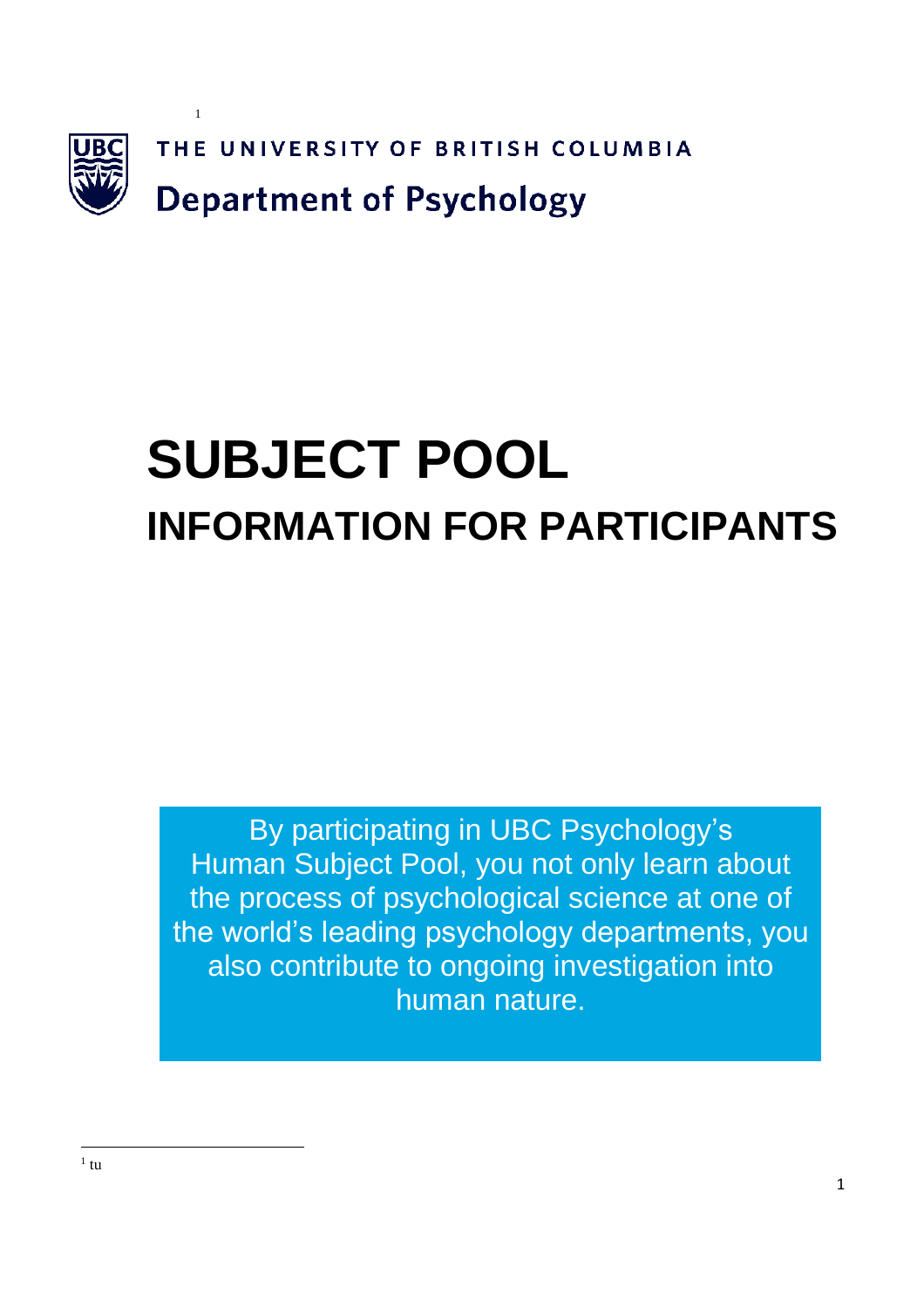[1]

THE UNIVERSITY OF BRITISH COLUMBIA

Department of Psychology

# SUBJECT POOL

## INFORMATION FOR PARTICIPANTS

By participating in UBC Psychology's Human Subject Pool, you not only learn about the process of psychological science at one of the world's leading psychology departments, you also contribute to ongoing investigation into human nature.

[1] tu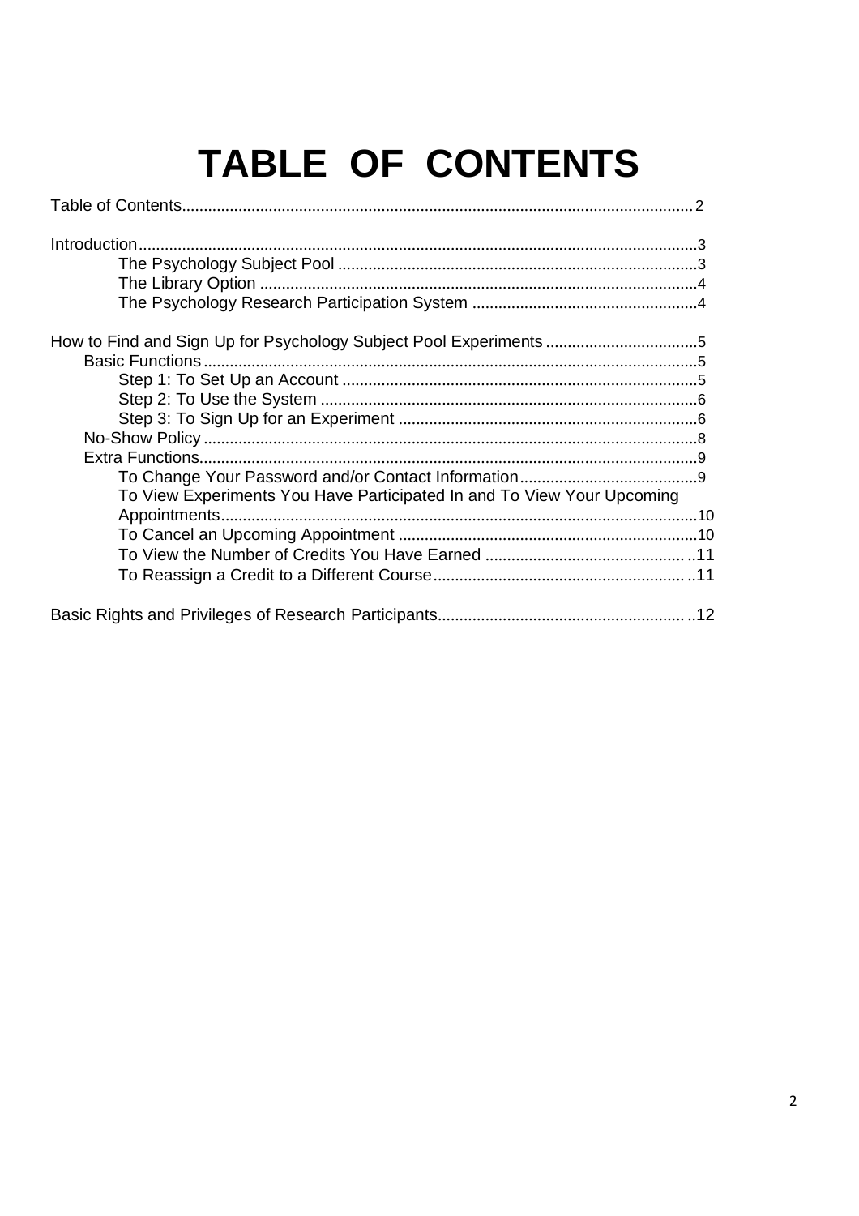# TABLE OF CONTENTS

Table of Contents .................................................. 2

Introduction .................................................. 3
- The Psychology Subject Pool .................................................. 3
- The Library Option .................................................. 4
- The Psychology Research Participation System .................................................. 4

How to Find and Sign Up for Psychology Subject Pool Experiments .................................................. 5
- Basic Functions .................................................. 5
  - Step 1: To Set Up an Account .................................................. 5
  - Step 2: To Use the System .................................................. 6
  - Step 3: To Sign Up for an Experiment .................................................. 6
- No-Show Policy .................................................. 8
- Extra Functions .................................................. 9
  - To Change Your Password and/or Contact Information .................................................. 9
  - To View Experiments You Have Participated In and To View Your Upcoming Appointments .................................................. 10
  - To Cancel an Upcoming Appointment .................................................. 10
  - To View the Number of Credits You Have Earned .................................................. 11
  - To Reassign a Credit to a Different Course .................................................. 11

Basic Rights and Privileges of Research Participants .................................................. 12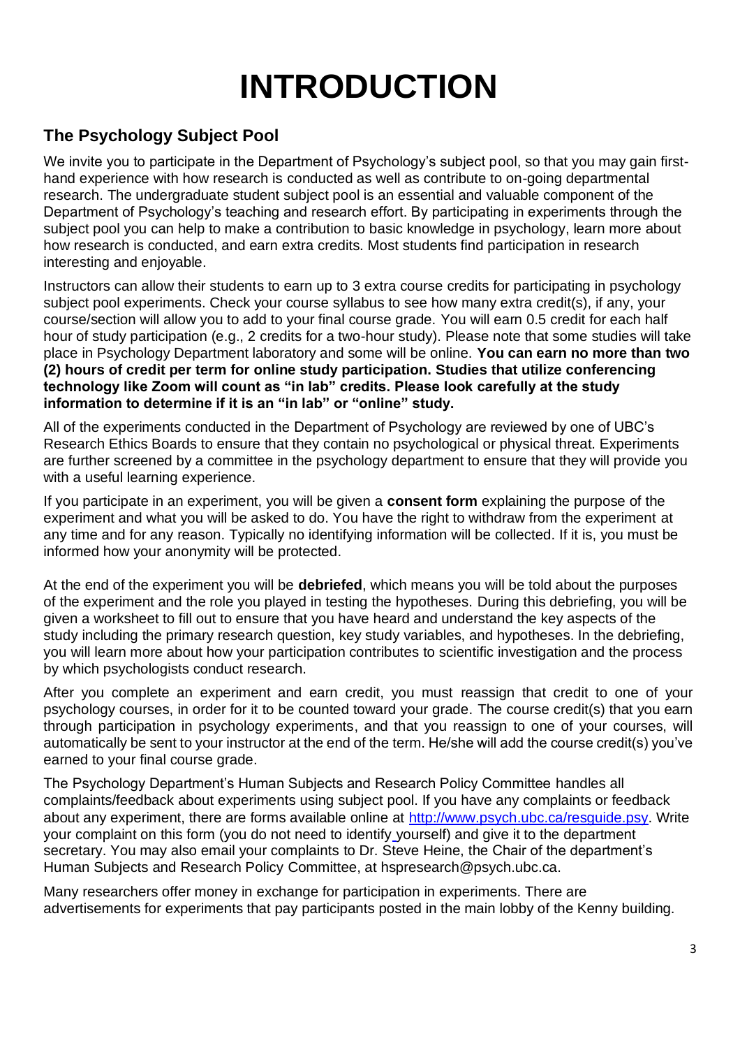# INTRODUCTION

## The Psychology Subject Pool

We invite you to participate in the Department of Psychology's subject pool, so that you may gain first-hand experience with how research is conducted as well as contribute to on-going departmental research. The undergraduate student subject pool is an essential and valuable component of the Department of Psychology's teaching and research effort. By participating in experiments through the subject pool you can help to make a contribution to basic knowledge in psychology, learn more about how research is conducted, and earn extra credits. Most students find participation in research interesting and enjoyable.

Instructors can allow their students to earn up to 3 extra course credits for participating in psychology subject pool experiments. Check your course syllabus to see how many extra credit(s), if any, your course/section will allow you to add to your final course grade. You will earn 0.5 credit for each half hour of study participation (e.g., 2 credits for a two-hour study). Please note that some studies will take place in Psychology Department laboratory and some will be online. **You can earn no more than two (2) hours of credit per term for online study participation. Studies that utilize conferencing technology like Zoom will count as "in lab" credits. Please look carefully at the study information to determine if it is an "in lab" or "online" study.**

All of the experiments conducted in the Department of Psychology are reviewed by one of UBC's Research Ethics Boards to ensure that they contain no psychological or physical threat. Experiments are further screened by a committee in the psychology department to ensure that they will provide you with a useful learning experience.

If you participate in an experiment, you will be given a **consent form** explaining the purpose of the experiment and what you will be asked to do. You have the right to withdraw from the experiment at any time and for any reason. Typically no identifying information will be collected. If it is, you must be informed how your anonymity will be protected.

At the end of the experiment you will be **debriefed**, which means you will be told about the purposes of the experiment and the role you played in testing the hypotheses. During this debriefing, you will be given a worksheet to fill out to ensure that you have heard and understand the key aspects of the study including the primary research question, key study variables, and hypotheses. In the debriefing, you will learn more about how your participation contributes to scientific investigation and the process by which psychologists conduct research.

After you complete an experiment and earn credit, you must reassign that credit to one of your psychology courses, in order for it to be counted toward your grade. The course credit(s) that you earn through participation in psychology experiments, and that you reassign to one of your courses, will automatically be sent to your instructor at the end of the term. He/she will add the course credit(s) you've earned to your final course grade.

The Psychology Department's Human Subjects and Research Policy Committee handles all complaints/feedback about experiments using subject pool. If you have any complaints or feedback about any experiment, there are forms available online at [http://www.psych.ubc.ca/resguide.psy](http://www.psych.ubc.ca/resguide.psy). Write your complaint on this form (you do not need to identify yourself) and give it to the department secretary. You may also email your complaints to Dr. Steve Heine, the Chair of the department's Human Subjects and Research Policy Committee, at hspresearch@psych.ubc.ca.

Many researchers offer money in exchange for participation in experiments. There are advertisements for experiments that pay participants posted in the main lobby of the Kenny building.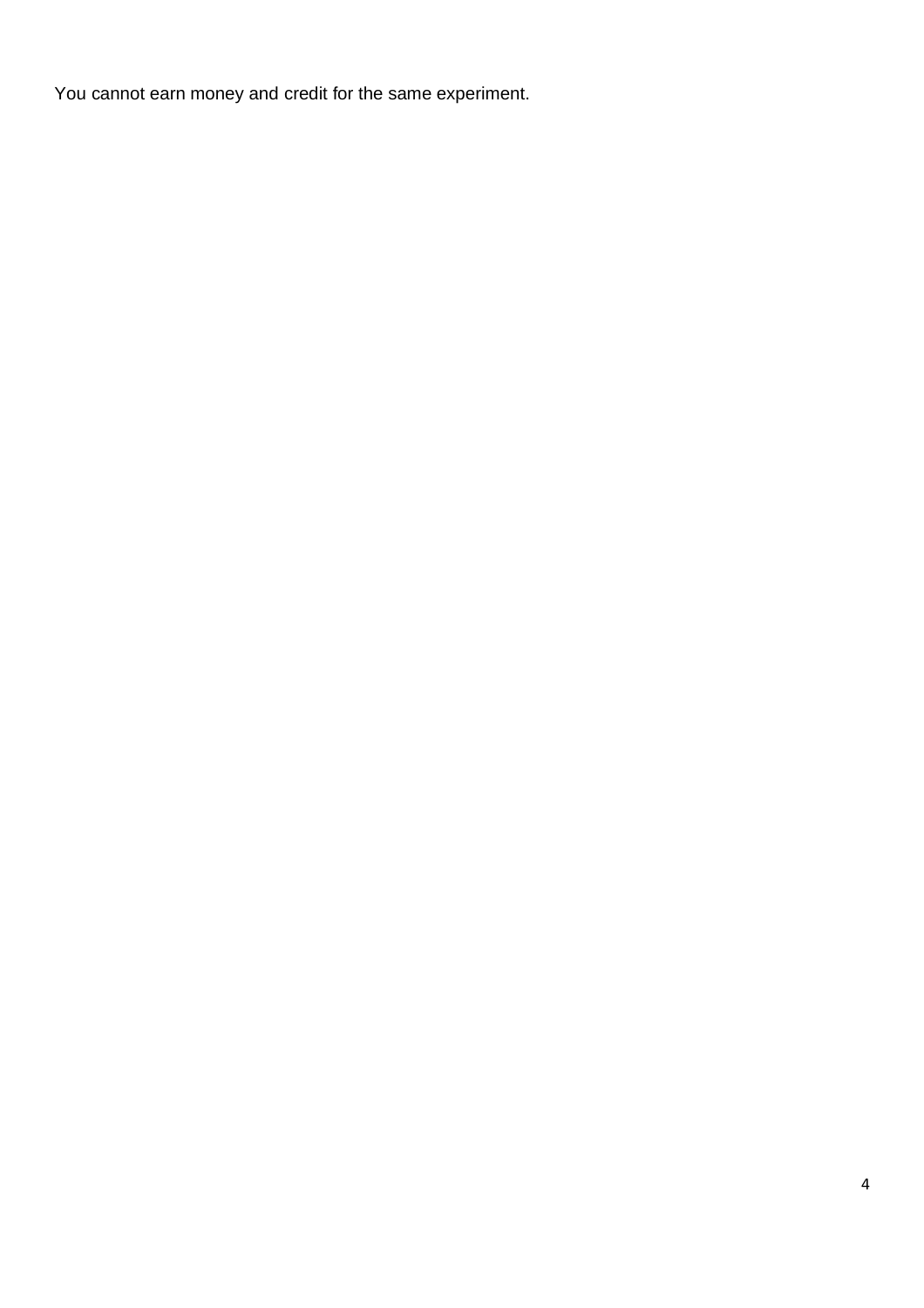You cannot earn money and credit for the same experiment.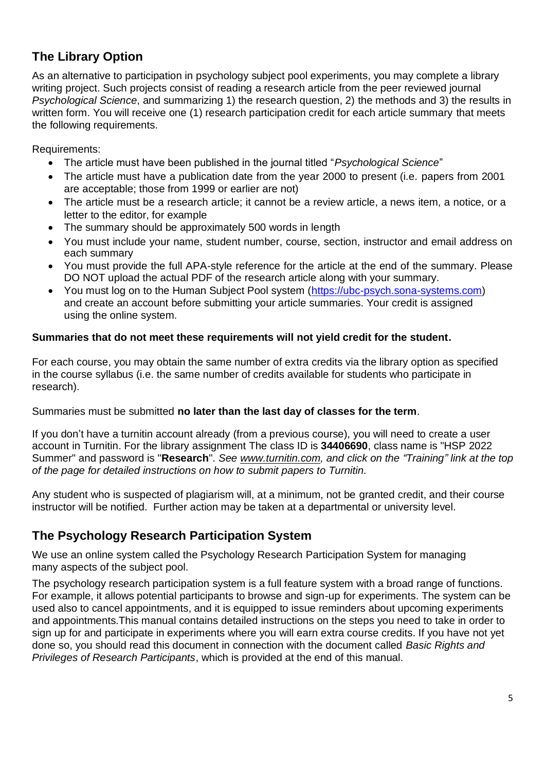## The Library Option

As an alternative to participation in psychology subject pool experiments, you may complete a library writing project. Such projects consist of reading a research article from the peer reviewed journal *Psychological Science*, and summarizing 1) the research question, 2) the methods and 3) the results in written form. You will receive one (1) research participation credit for each article summary that meets the following requirements.

Requirements:

- The article must have been published in the journal titled "*Psychological Science*"
- The article must have a publication date from the year 2000 to present (i.e. papers from 2001 are acceptable; those from 1999 or earlier are not)
- The article must be a research article; it cannot be a review article, a news item, a notice, or a letter to the editor, for example
- The summary should be approximately 500 words in length
- You must include your name, student number, course, section, instructor and email address on each summary
- You must provide the full APA-style reference for the article at the end of the summary. Please DO NOT upload the actual PDF of the research article along with your summary.
- You must log on to the Human Subject Pool system (https://ubc-psych.sona-systems.com) and create an account before submitting your article summaries. Your credit is assigned using the online system.

**Summaries that do not meet these requirements will not yield credit for the student.**

For each course, you may obtain the same number of extra credits via the library option as specified in the course syllabus (i.e. the same number of credits available for students who participate in research).

Summaries must be submitted **no later than the last day of classes for the term**.

If you don't have a turnitin account already (from a previous course), you will need to create a user account in Turnitin. For the library assignment The class ID is **34406690**, class name is "HSP 2022 Summer" and password is "**Research**". *See www.turnitin.com, and click on the "Training" link at the top of the page for detailed instructions on how to submit papers to Turnitin.*

Any student who is suspected of plagiarism will, at a minimum, not be granted credit, and their course instructor will be notified. Further action may be taken at a departmental or university level.

## The Psychology Research Participation System

We use an online system called the Psychology Research Participation System for managing many aspects of the subject pool.

The psychology research participation system is a full feature system with a broad range of functions. For example, it allows potential participants to browse and sign-up for experiments. The system can be used also to cancel appointments, and it is equipped to issue reminders about upcoming experiments and appointments.This manual contains detailed instructions on the steps you need to take in order to sign up for and participate in experiments where you will earn extra course credits. If you have not yet done so, you should read this document in connection with the document called *Basic Rights and Privileges of Research Participants*, which is provided at the end of this manual.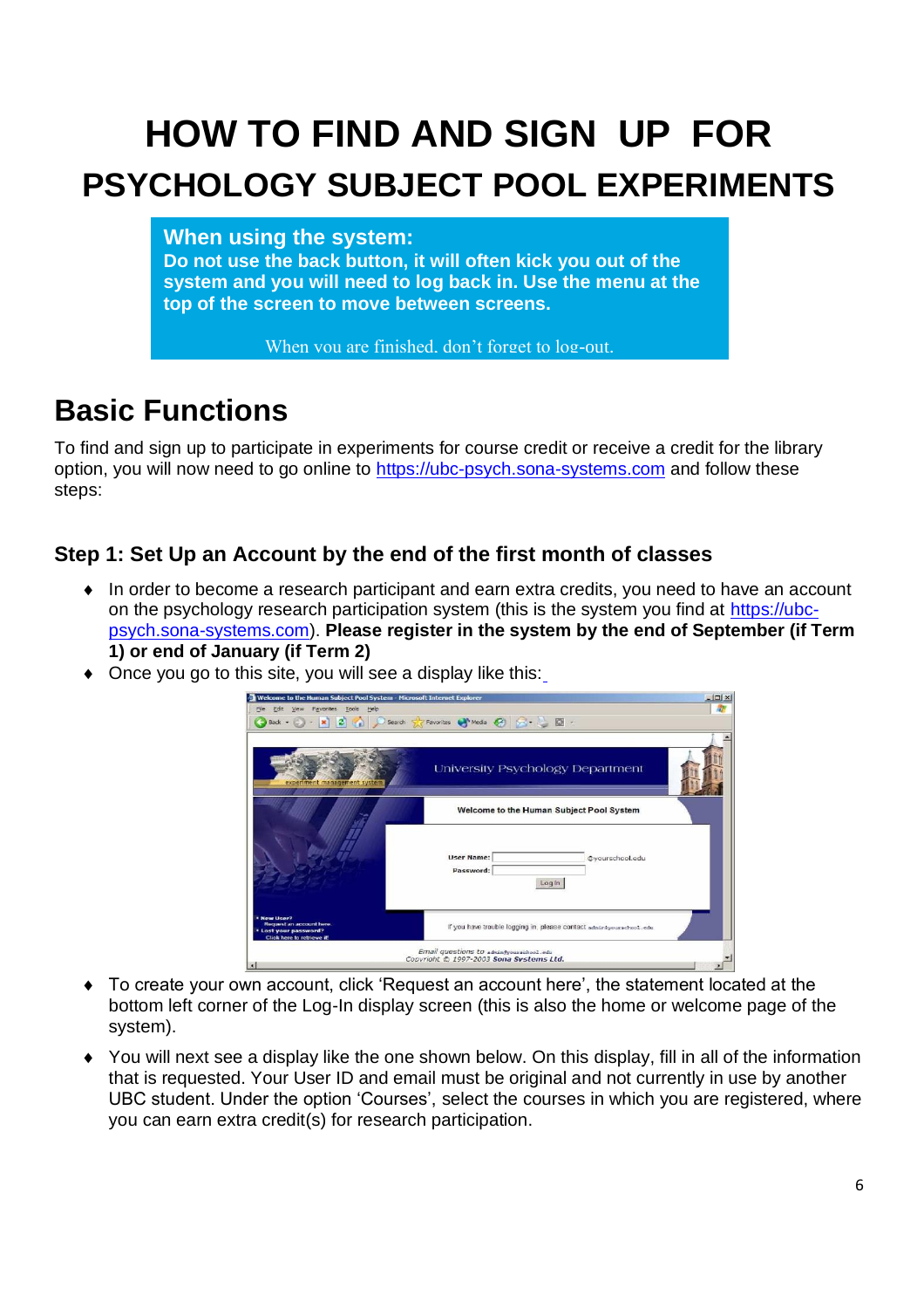# HOW TO FIND AND SIGN UP FOR PSYCHOLOGY SUBJECT POOL EXPERIMENTS

**When using the system:**
**Do not use the back button, it will often kick you out of the system and you will need to log back in. Use the menu at the top of the screen to move between screens.**

When you are finished, don't forget to log-out.

## Basic Functions

To find and sign up to participate in experiments for course credit or receive a credit for the library option, you will now need to go online to https://ubc-psych.sona-systems.com and follow these steps:

### Step 1: Set Up an Account by the end of the first month of classes

- In order to become a research participant and earn extra credits, you need to have an account on the psychology research participation system (this is the system you find at https://ubc-psych.sona-systems.com). **Please register in the system by the end of September (if Term 1) or end of January (if Term 2)**
- Once you go to this site, you will see a display like this:
- To create your own account, click 'Request an account here', the statement located at the bottom left corner of the Log-In display screen (this is also the home or welcome page of the system).
- You will next see a display like the one shown below. On this display, fill in all of the information that is requested. Your User ID and email must be original and not currently in use by another UBC student. Under the option 'Courses', select the courses in which you are registered, where you can earn extra credit(s) for research participation.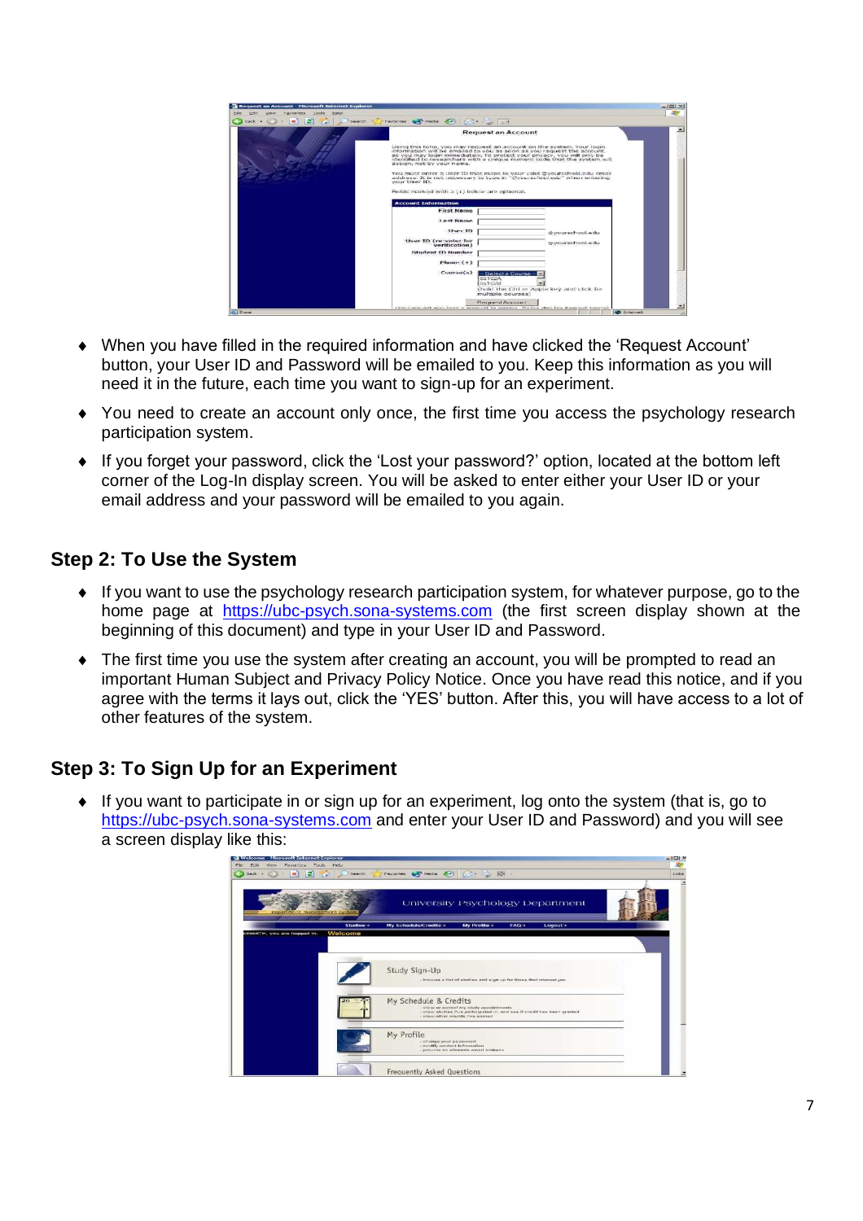- When you have filled in the required information and have clicked the 'Request Account' button, your User ID and Password will be emailed to you. Keep this information as you will need it in the future, each time you want to sign-up for an experiment.
- You need to create an account only once, the first time you access the psychology research participation system.
- If you forget your password, click the 'Lost your password?' option, located at the bottom left corner of the Log-In display screen. You will be asked to enter either your User ID or your email address and your password will be emailed to you again.

## Step 2: To Use the System

- If you want to use the psychology research participation system, for whatever purpose, go to the home page at https://ubc-psych.sona-systems.com (the first screen display shown at the beginning of this document) and type in your User ID and Password.
- The first time you use the system after creating an account, you will be prompted to read an important Human Subject and Privacy Policy Notice. Once you have read this notice, and if you agree with the terms it lays out, click the 'YES' button. After this, you will have access to a lot of other features of the system.

## Step 3: To Sign Up for an Experiment

- If you want to participate in or sign up for an experiment, log onto the system (that is, go to https://ubc-psych.sona-systems.com and enter your User ID and Password) and you will see a screen display like this: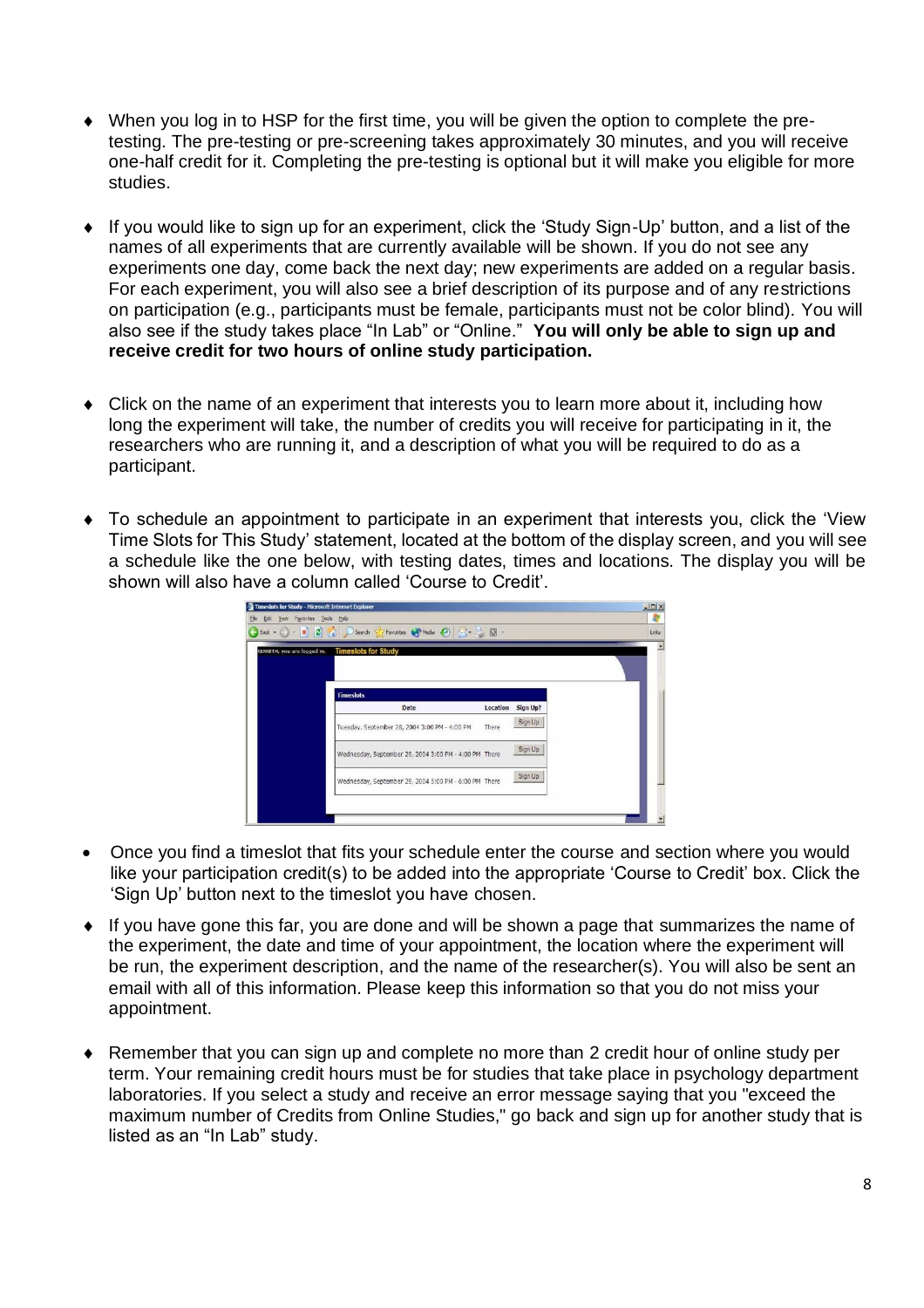- When you log in to HSP for the first time, you will be given the option to complete the pre-testing. The pre-testing or pre-screening takes approximately 30 minutes, and you will receive one-half credit for it. Completing the pre-testing is optional but it will make you eligible for more studies.

- If you would like to sign up for an experiment, click the 'Study Sign-Up' button, and a list of the names of all experiments that are currently available will be shown. If you do not see any experiments one day, come back the next day; new experiments are added on a regular basis. For each experiment, you will also see a brief description of its purpose and of any restrictions on participation (e.g., participants must be female, participants must not be color blind). You will also see if the study takes place "In Lab" or "Online." **You will only be able to sign up and receive credit for two hours of online study participation.**

- Click on the name of an experiment that interests you to learn more about it, including how long the experiment will take, the number of credits you will receive for participating in it, the researchers who are running it, and a description of what you will be required to do as a participant.

- To schedule an appointment to participate in an experiment that interests you, click the 'View Time Slots for This Study' statement, located at the bottom of the display screen, and you will see a schedule like the one below, with testing dates, times and locations. The display you will be shown will also have a column called 'Course to Credit'.

- Once you find a timeslot that fits your schedule enter the course and section where you would like your participation credit(s) to be added into the appropriate 'Course to Credit' box. Click the 'Sign Up' button next to the timeslot you have chosen.

- If you have gone this far, you are done and will be shown a page that summarizes the name of the experiment, the date and time of your appointment, the location where the experiment will be run, the experiment description, and the name of the researcher(s). You will also be sent an email with all of this information. Please keep this information so that you do not miss your appointment.

- Remember that you can sign up and complete no more than 2 credit hour of online study per term. Your remaining credit hours must be for studies that take place in psychology department laboratories. If you select a study and receive an error message saying that you "exceed the maximum number of Credits from Online Studies," go back and sign up for another study that is listed as an "In Lab" study.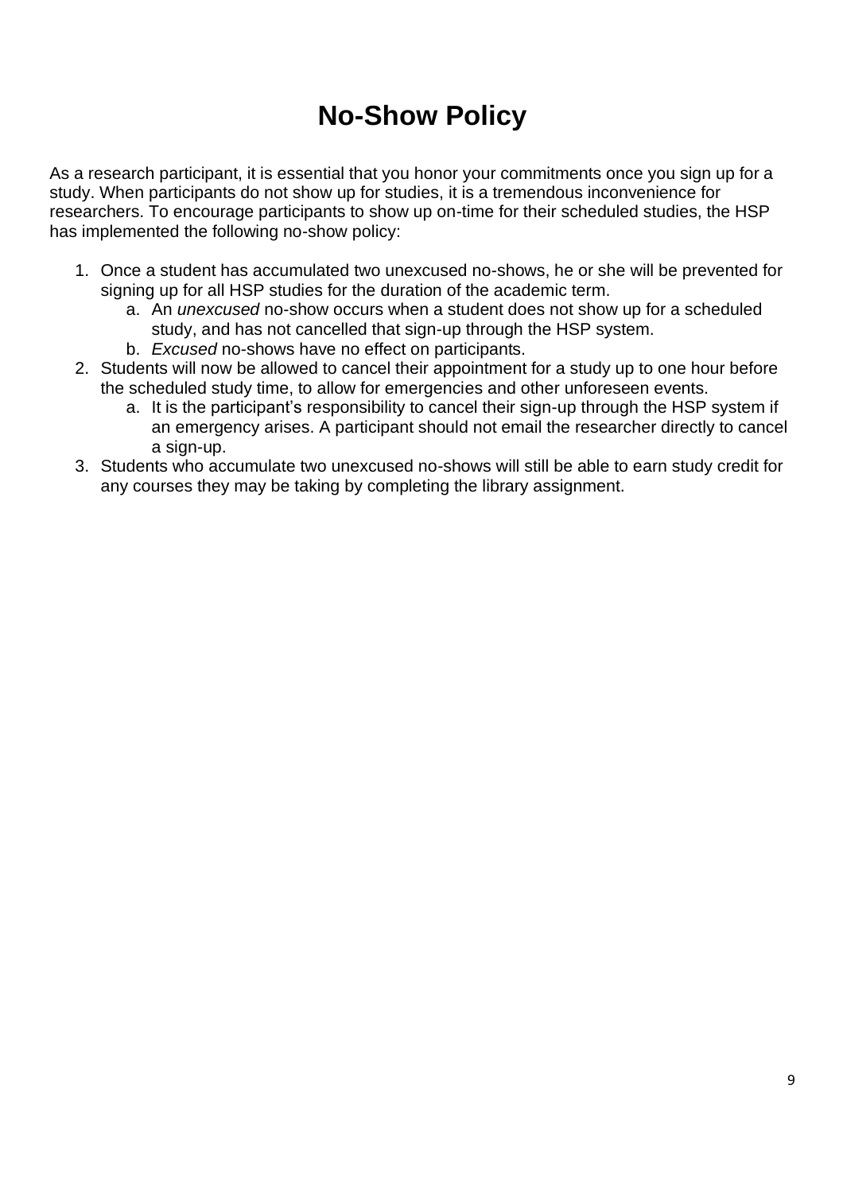# No-Show Policy

As a research participant, it is essential that you honor your commitments once you sign up for a study. When participants do not show up for studies, it is a tremendous inconvenience for researchers. To encourage participants to show up on-time for their scheduled studies, the HSP has implemented the following no-show policy:

1. Once a student has accumulated two unexcused no-shows, he or she will be prevented for signing up for all HSP studies for the duration of the academic term.
   a. An *unexcused* no-show occurs when a student does not show up for a scheduled study, and has not cancelled that sign-up through the HSP system.
   b. *Excused* no-shows have no effect on participants.
2. Students will now be allowed to cancel their appointment for a study up to one hour before the scheduled study time, to allow for emergencies and other unforeseen events.
   a. It is the participant's responsibility to cancel their sign-up through the HSP system if an emergency arises. A participant should not email the researcher directly to cancel a sign-up.
3. Students who accumulate two unexcused no-shows will still be able to earn study credit for any courses they may be taking by completing the library assignment.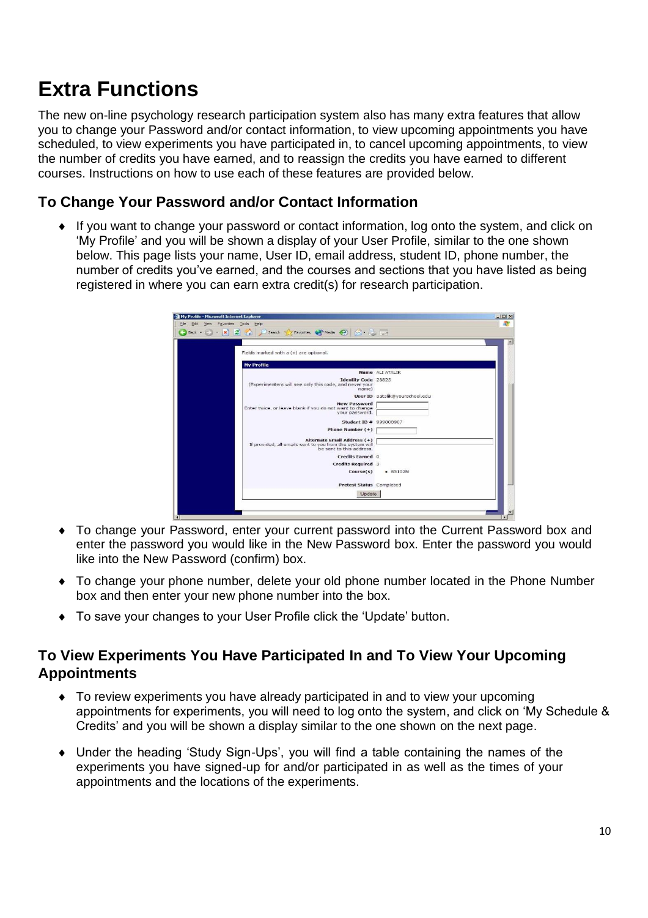# Extra Functions

The new on-line psychology research participation system also has many extra features that allow you to change your Password and/or contact information, to view upcoming appointments you have scheduled, to view experiments you have participated in, to cancel upcoming appointments, to view the number of credits you have earned, and to reassign the credits you have earned to different courses. Instructions on how to use each of these features are provided below.

## To Change Your Password and/or Contact Information

- If you want to change your password or contact information, log onto the system, and click on 'My Profile' and you will be shown a display of your User Profile, similar to the one shown below. This page lists your name, User ID, email address, student ID, phone number, the number of credits you've earned, and the courses and sections that you have listed as being registered in where you can earn extra credit(s) for research participation.

- To change your Password, enter your current password into the Current Password box and enter the password you would like in the New Password box. Enter the password you would like into the New Password (confirm) box.
- To change your phone number, delete your old phone number located in the Phone Number box and then enter your new phone number into the box.
- To save your changes to your User Profile click the 'Update' button.

## To View Experiments You Have Participated In and To View Your Upcoming Appointments

- To review experiments you have already participated in and to view your upcoming appointments for experiments, you will need to log onto the system, and click on 'My Schedule & Credits' and you will be shown a display similar to the one shown on the next page.
- Under the heading 'Study Sign-Ups', you will find a table containing the names of the experiments you have signed-up for and/or participated in as well as the times of your appointments and the locations of the experiments.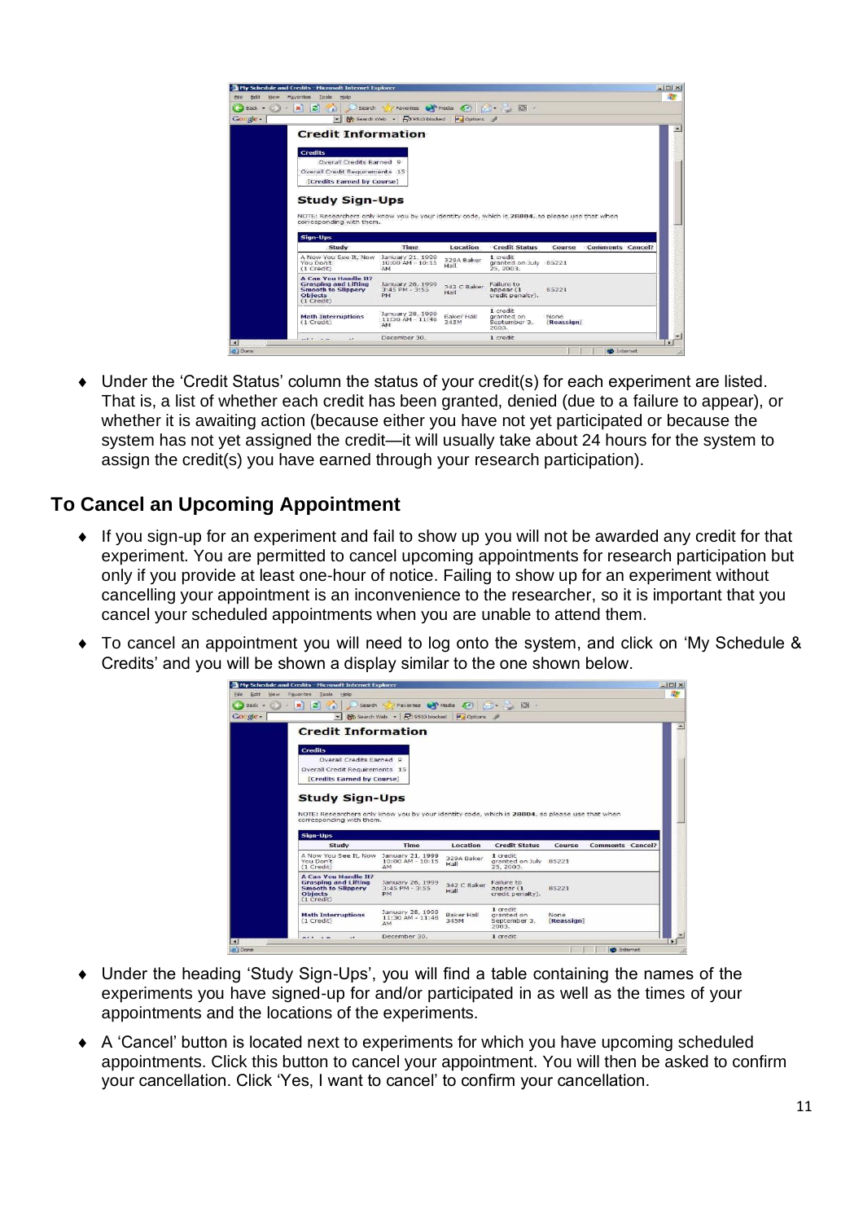- Under the 'Credit Status' column the status of your credit(s) for each experiment are listed. That is, a list of whether each credit has been granted, denied (due to a failure to appear), or whether it is awaiting action (because either you have not yet participated or because the system has not yet assigned the credit—it will usually take about 24 hours for the system to assign the credit(s) you have earned through your research participation).

## To Cancel an Upcoming Appointment

- If you sign-up for an experiment and fail to show up you will not be awarded any credit for that experiment. You are permitted to cancel upcoming appointments for research participation but only if you provide at least one-hour of notice. Failing to show up for an experiment without cancelling your appointment is an inconvenience to the researcher, so it is important that you cancel your scheduled appointments when you are unable to attend them.
- To cancel an appointment you will need to log onto the system, and click on 'My Schedule & Credits' and you will be shown a display similar to the one shown below.

- Under the heading 'Study Sign-Ups', you will find a table containing the names of the experiments you have signed-up for and/or participated in as well as the times of your appointments and the locations of the experiments.
- A 'Cancel' button is located next to experiments for which you have upcoming scheduled appointments. Click this button to cancel your appointment. You will then be asked to confirm your cancellation. Click 'Yes, I want to cancel' to confirm your cancellation.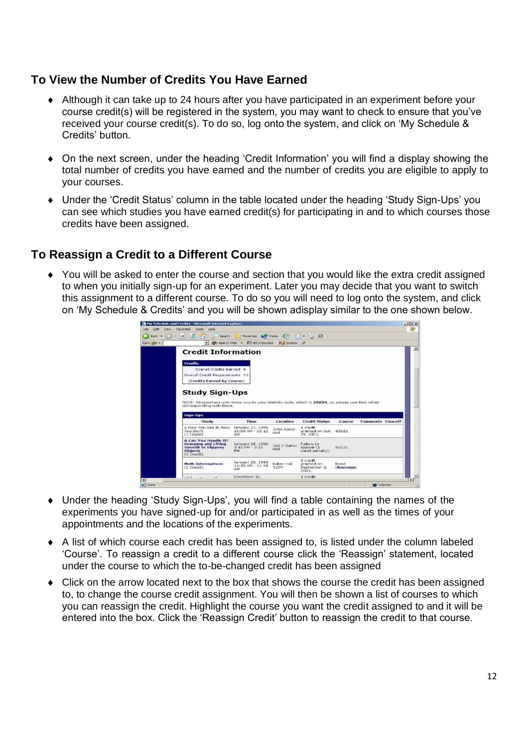## To View the Number of Credits You Have Earned

- Although it can take up to 24 hours after you have participated in an experiment before your course credit(s) will be registered in the system, you may want to check to ensure that you've received your course credit(s). To do so, log onto the system, and click on 'My Schedule & Credits' button.
- On the next screen, under the heading 'Credit Information' you will find a display showing the total number of credits you have earned and the number of credits you are eligible to apply to your courses.
- Under the 'Credit Status' column in the table located under the heading 'Study Sign-Ups' you can see which studies you have earned credit(s) for participating in and to which courses those credits have been assigned.

## To Reassign a Credit to a Different Course

- You will be asked to enter the course and section that you would like the extra credit assigned to when you initially sign-up for an experiment. Later you may decide that you want to switch this assignment to a different course. To do so you will need to log onto the system, and click on 'My Schedule & Credits' and you will be shown adisplay similar to the one shown below.
- Under the heading 'Study Sign-Ups', you will find a table containing the names of the experiments you have signed-up for and/or participated in as well as the times of your appointments and the locations of the experiments.
- A list of which course each credit has been assigned to, is listed under the column labeled 'Course'. To reassign a credit to a different course click the 'Reassign' statement, located under the course to which the to-be-changed credit has been assigned
- Click on the arrow located next to the box that shows the course the credit has been assigned to, to change the course credit assignment. You will then be shown a list of courses to which you can reassign the credit. Highlight the course you want the credit assigned to and it will be entered into the box. Click the 'Reassign Credit' button to reassign the credit to that course.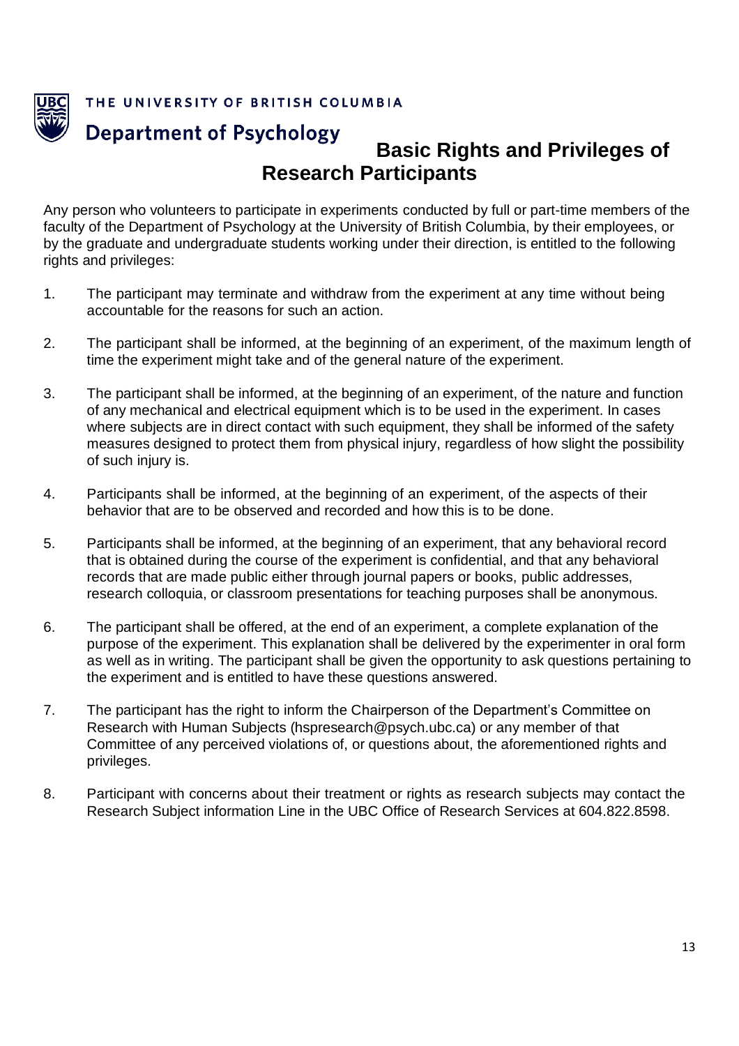THE UNIVERSITY OF BRITISH COLUMBIA

Department of Psychology

# Basic Rights and Privileges of Research Participants

Any person who volunteers to participate in experiments conducted by full or part-time members of the faculty of the Department of Psychology at the University of British Columbia, by their employees, or by the graduate and undergraduate students working under their direction, is entitled to the following rights and privileges:

1. The participant may terminate and withdraw from the experiment at any time without being accountable for the reasons for such an action.

2. The participant shall be informed, at the beginning of an experiment, of the maximum length of time the experiment might take and of the general nature of the experiment.

3. The participant shall be informed, at the beginning of an experiment, of the nature and function of any mechanical and electrical equipment which is to be used in the experiment. In cases where subjects are in direct contact with such equipment, they shall be informed of the safety measures designed to protect them from physical injury, regardless of how slight the possibility of such injury is.

4. Participants shall be informed, at the beginning of an experiment, of the aspects of their behavior that are to be observed and recorded and how this is to be done.

5. Participants shall be informed, at the beginning of an experiment, that any behavioral record that is obtained during the course of the experiment is confidential, and that any behavioral records that are made public either through journal papers or books, public addresses, research colloquia, or classroom presentations for teaching purposes shall be anonymous.

6. The participant shall be offered, at the end of an experiment, a complete explanation of the purpose of the experiment. This explanation shall be delivered by the experimenter in oral form as well as in writing. The participant shall be given the opportunity to ask questions pertaining to the experiment and is entitled to have these questions answered.

7. The participant has the right to inform the Chairperson of the Department's Committee on Research with Human Subjects (hspresearch@psych.ubc.ca) or any member of that Committee of any perceived violations of, or questions about, the aforementioned rights and privileges.

8. Participant with concerns about their treatment or rights as research subjects may contact the Research Subject information Line in the UBC Office of Research Services at 604.822.8598.